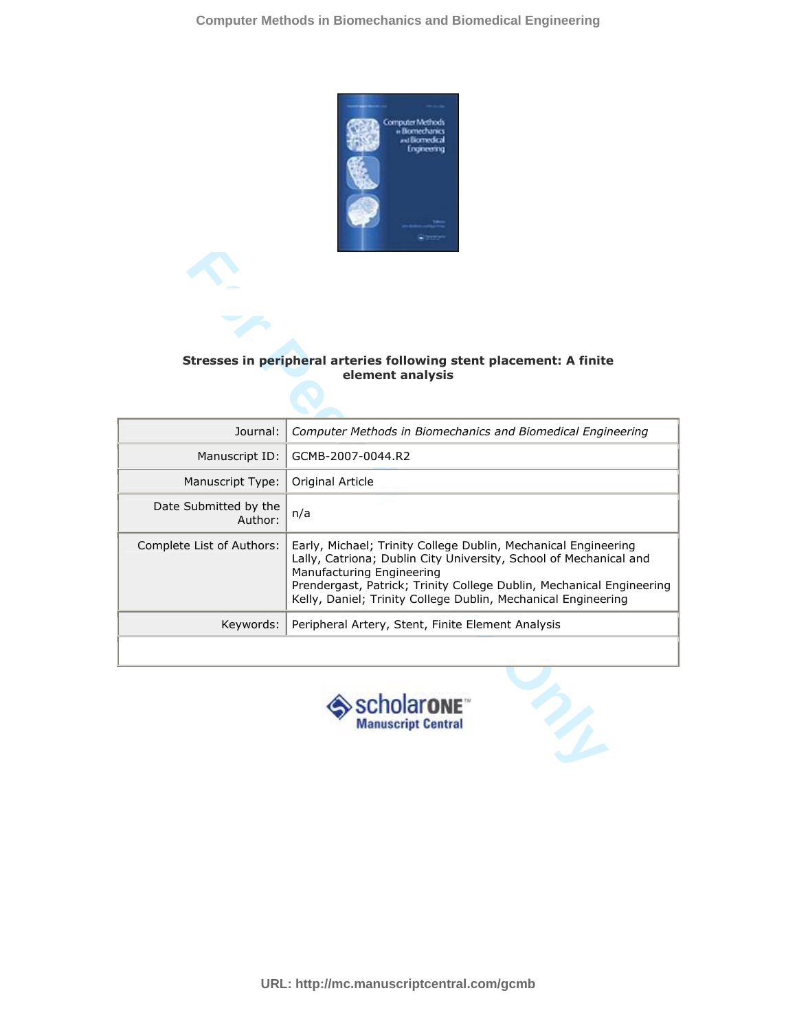# Stresses in peripheral arteries following stent placement: A finite element analysis

| | |
|---|---|
| Journal: | *Computer Methods in Biomechanics and Biomedical Engineering* |
| Manuscript ID: | GCMB-2007-0044.R2 |
| Manuscript Type: | Original Article |
| Date Submitted by the Author: | n/a |
| Complete List of Authors: | Early, Michael; Trinity College Dublin, Mechanical Engineering<br>Lally, Catriona; Dublin City University, School of Mechanical and Manufacturing Engineering<br>Prendergast, Patrick; Trinity College Dublin, Mechanical Engineering<br>Kelly, Daniel; Trinity College Dublin, Mechanical Engineering |
| Keywords: | Peripheral Artery, Stent, Finite Element Analysis |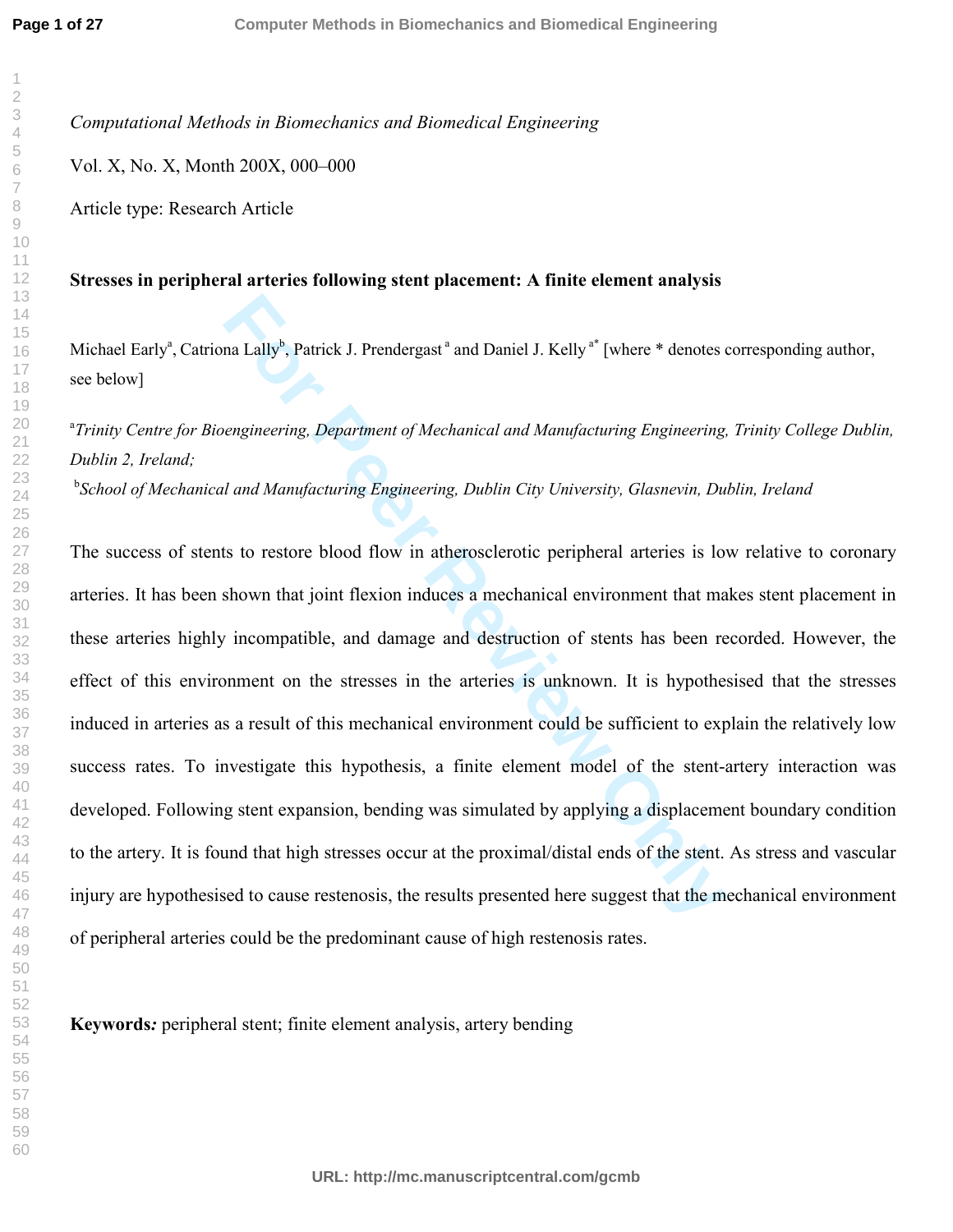*Computational Methods in Biomechanics and Biomedical Engineering*

Vol. X, No. X, Month 200X, 000–000

Article type: Research Article

**Stresses in peripheral arteries following stent placement: A finite element analysis**

Michael Early[a], Catriona Lally[b], Patrick J. Prendergast[a] and Daniel J. Kelly[a*] [where * denotes corresponding author, see below]

[a]*Trinity Centre for Bioengineering, Department of Mechanical and Manufacturing Engineering, Trinity College Dublin, Dublin 2, Ireland;*

[b]*School of Mechanical and Manufacturing Engineering, Dublin City University, Glasnevin, Dublin, Ireland*

The success of stents to restore blood flow in atherosclerotic peripheral arteries is low relative to coronary arteries. It has been shown that joint flexion induces a mechanical environment that makes stent placement in these arteries highly incompatible, and damage and destruction of stents has been recorded. However, the effect of this environment on the stresses in the arteries is unknown. It is hypothesised that the stresses induced in arteries as a result of this mechanical environment could be sufficient to explain the relatively low success rates. To investigate this hypothesis, a finite element model of the stent-artery interaction was developed. Following stent expansion, bending was simulated by applying a displacement boundary condition to the artery. It is found that high stresses occur at the proximal/distal ends of the stent. As stress and vascular injury are hypothesised to cause restenosis, the results presented here suggest that the mechanical environment of peripheral arteries could be the predominant cause of high restenosis rates.

**Keywords*:*** peripheral stent; finite element analysis, artery bending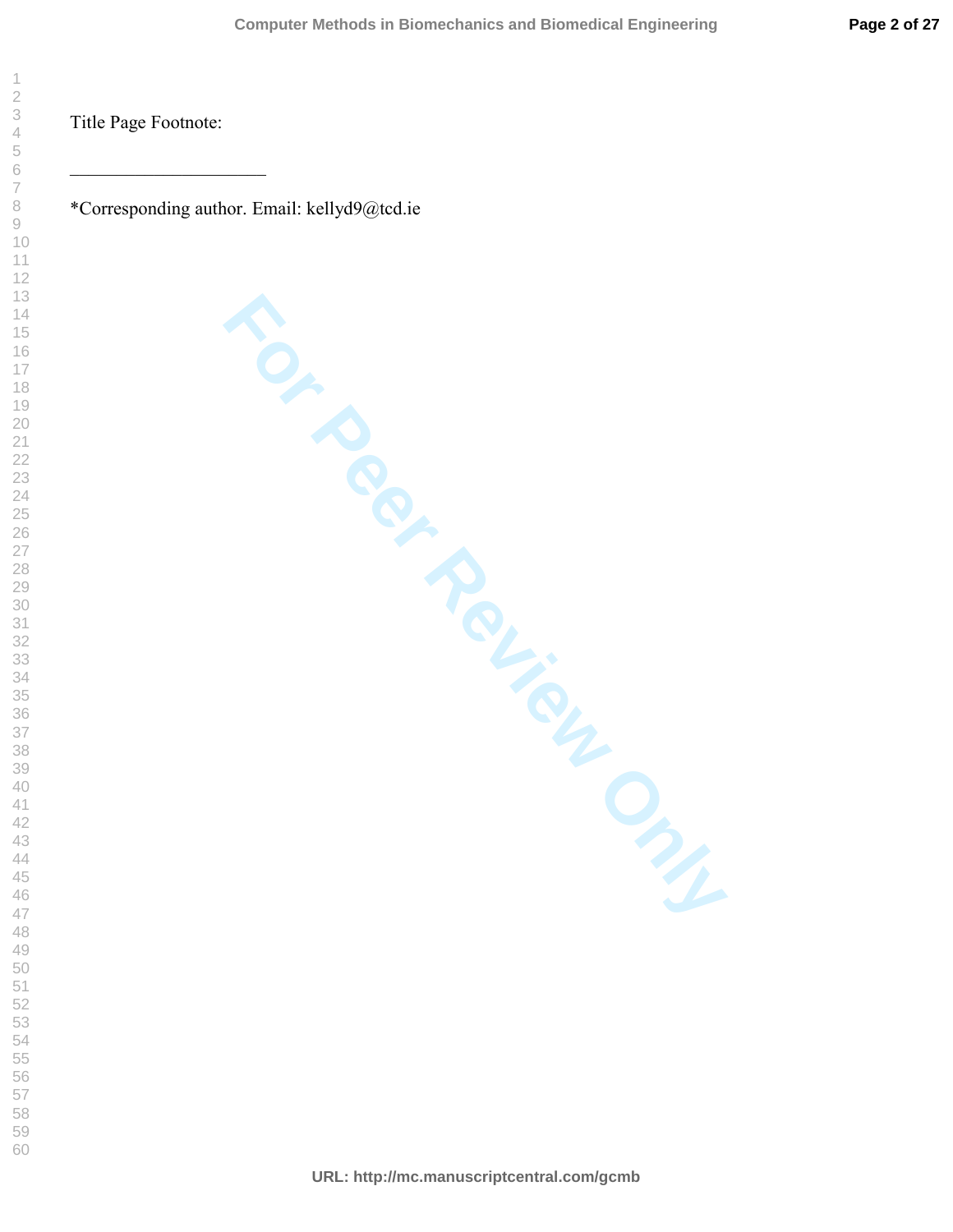Title Page Footnote:

______________________

*Corresponding author. Email: kellyd9@tcd.ie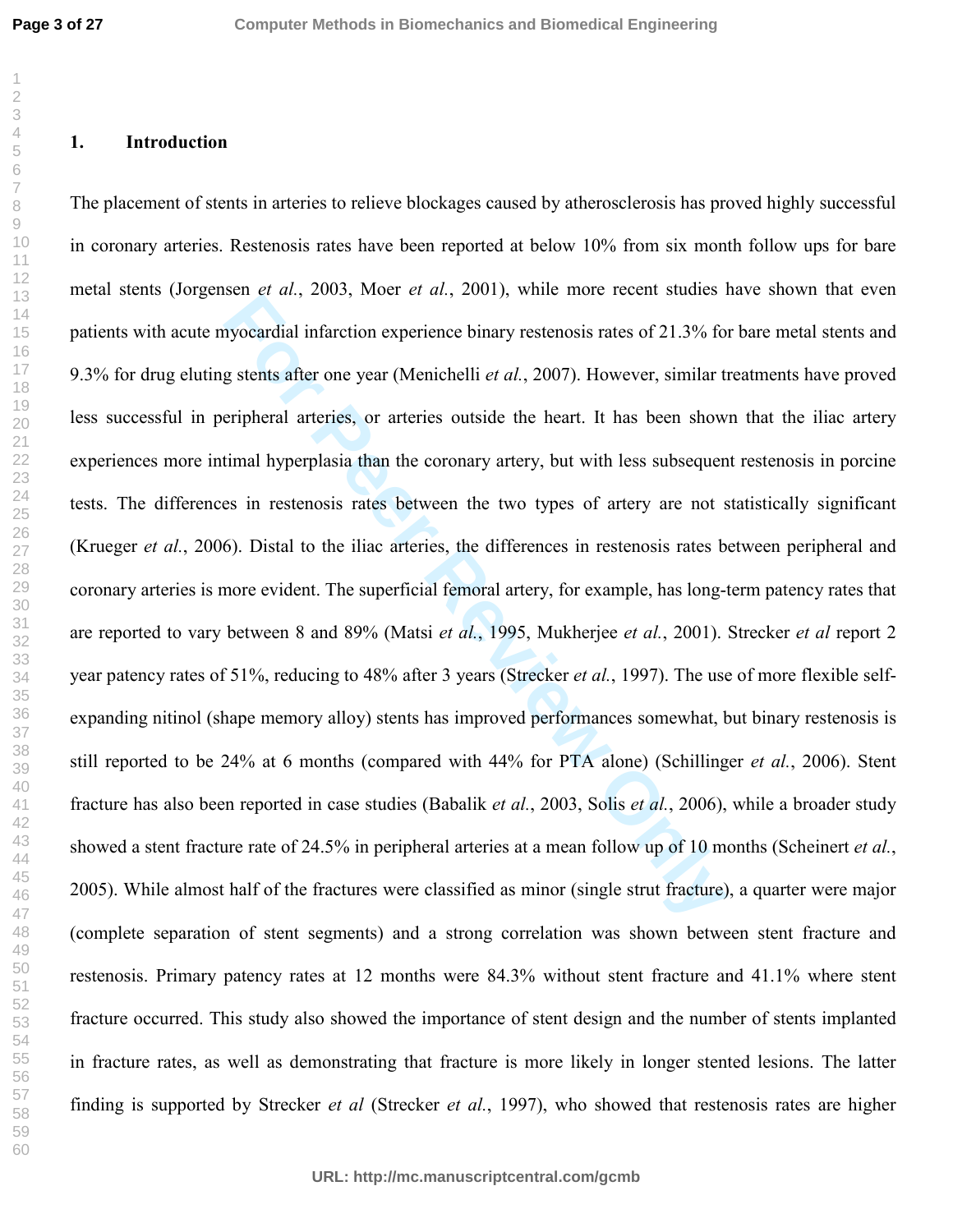## 1. Introduction

The placement of stents in arteries to relieve blockages caused by atherosclerosis has proved highly successful in coronary arteries. Restenosis rates have been reported at below 10% from six month follow ups for bare metal stents (Jorgensen *et al.*, 2003, Moer *et al.*, 2001), while more recent studies have shown that even patients with acute myocardial infarction experience binary restenosis rates of 21.3% for bare metal stents and 9.3% for drug eluting stents after one year (Menichelli *et al.*, 2007). However, similar treatments have proved less successful in peripheral arteries, or arteries outside the heart. It has been shown that the iliac artery experiences more intimal hyperplasia than the coronary artery, but with less subsequent restenosis in porcine tests. The differences in restenosis rates between the two types of artery are not statistically significant (Krueger *et al.*, 2006). Distal to the iliac arteries, the differences in restenosis rates between peripheral and coronary arteries is more evident. The superficial femoral artery, for example, has long-term patency rates that are reported to vary between 8 and 89% (Matsi *et al.*, 1995, Mukherjee *et al.*, 2001). Strecker *et al* report 2 year patency rates of 51%, reducing to 48% after 3 years (Strecker *et al.*, 1997). The use of more flexible self-expanding nitinol (shape memory alloy) stents has improved performances somewhat, but binary restenosis is still reported to be 24% at 6 months (compared with 44% for PTA alone) (Schillinger *et al.*, 2006). Stent fracture has also been reported in case studies (Babalik *et al.*, 2003, Solis *et al.*, 2006), while a broader study showed a stent fracture rate of 24.5% in peripheral arteries at a mean follow up of 10 months (Scheinert *et al.*, 2005). While almost half of the fractures were classified as minor (single strut fracture), a quarter were major (complete separation of stent segments) and a strong correlation was shown between stent fracture and restenosis. Primary patency rates at 12 months were 84.3% without stent fracture and 41.1% where stent fracture occurred. This study also showed the importance of stent design and the number of stents implanted in fracture rates, as well as demonstrating that fracture is more likely in longer stented lesions. The latter finding is supported by Strecker *et al* (Strecker *et al.*, 1997), who showed that restenosis rates are higher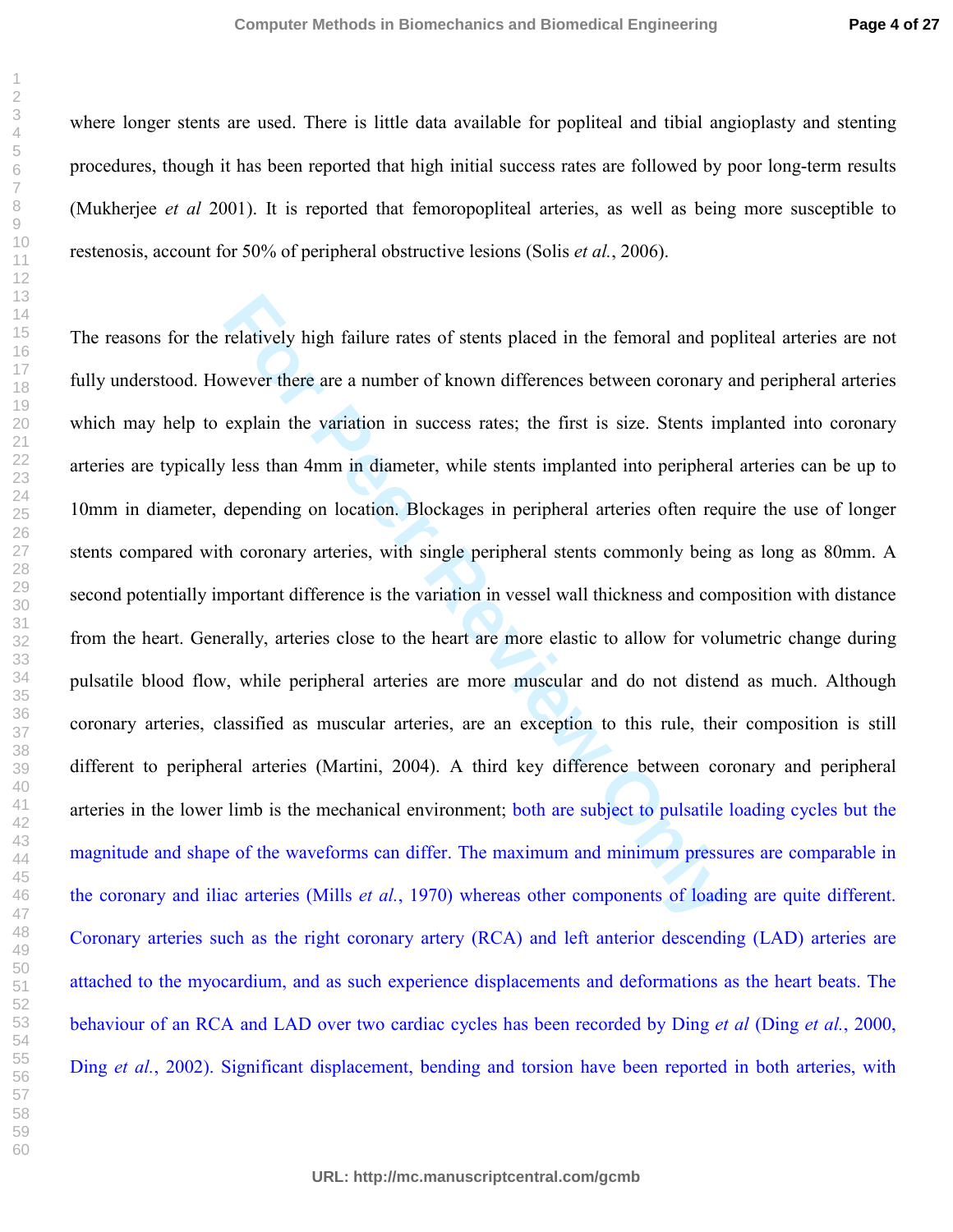where longer stents are used. There is little data available for popliteal and tibial angioplasty and stenting procedures, though it has been reported that high initial success rates are followed by poor long-term results (Mukherjee *et al* 2001). It is reported that femoropopliteal arteries, as well as being more susceptible to restenosis, account for 50% of peripheral obstructive lesions (Solis *et al.*, 2006).

The reasons for the relatively high failure rates of stents placed in the femoral and popliteal arteries are not fully understood. However there are a number of known differences between coronary and peripheral arteries which may help to explain the variation in success rates; the first is size. Stents implanted into coronary arteries are typically less than 4mm in diameter, while stents implanted into peripheral arteries can be up to 10mm in diameter, depending on location. Blockages in peripheral arteries often require the use of longer stents compared with coronary arteries, with single peripheral stents commonly being as long as 80mm. A second potentially important difference is the variation in vessel wall thickness and composition with distance from the heart. Generally, arteries close to the heart are more elastic to allow for volumetric change during pulsatile blood flow, while peripheral arteries are more muscular and do not distend as much. Although coronary arteries, classified as muscular arteries, are an exception to this rule, their composition is still different to peripheral arteries (Martini, 2004). A third key difference between coronary and peripheral arteries in the lower limb is the mechanical environment; both are subject to pulsatile loading cycles but the magnitude and shape of the waveforms can differ. The maximum and minimum pressures are comparable in the coronary and iliac arteries (Mills *et al.*, 1970) whereas other components of loading are quite different. Coronary arteries such as the right coronary artery (RCA) and left anterior descending (LAD) arteries are attached to the myocardium, and as such experience displacements and deformations as the heart beats. The behaviour of an RCA and LAD over two cardiac cycles has been recorded by Ding *et al* (Ding *et al.*, 2000, Ding *et al.*, 2002). Significant displacement, bending and torsion have been reported in both arteries, with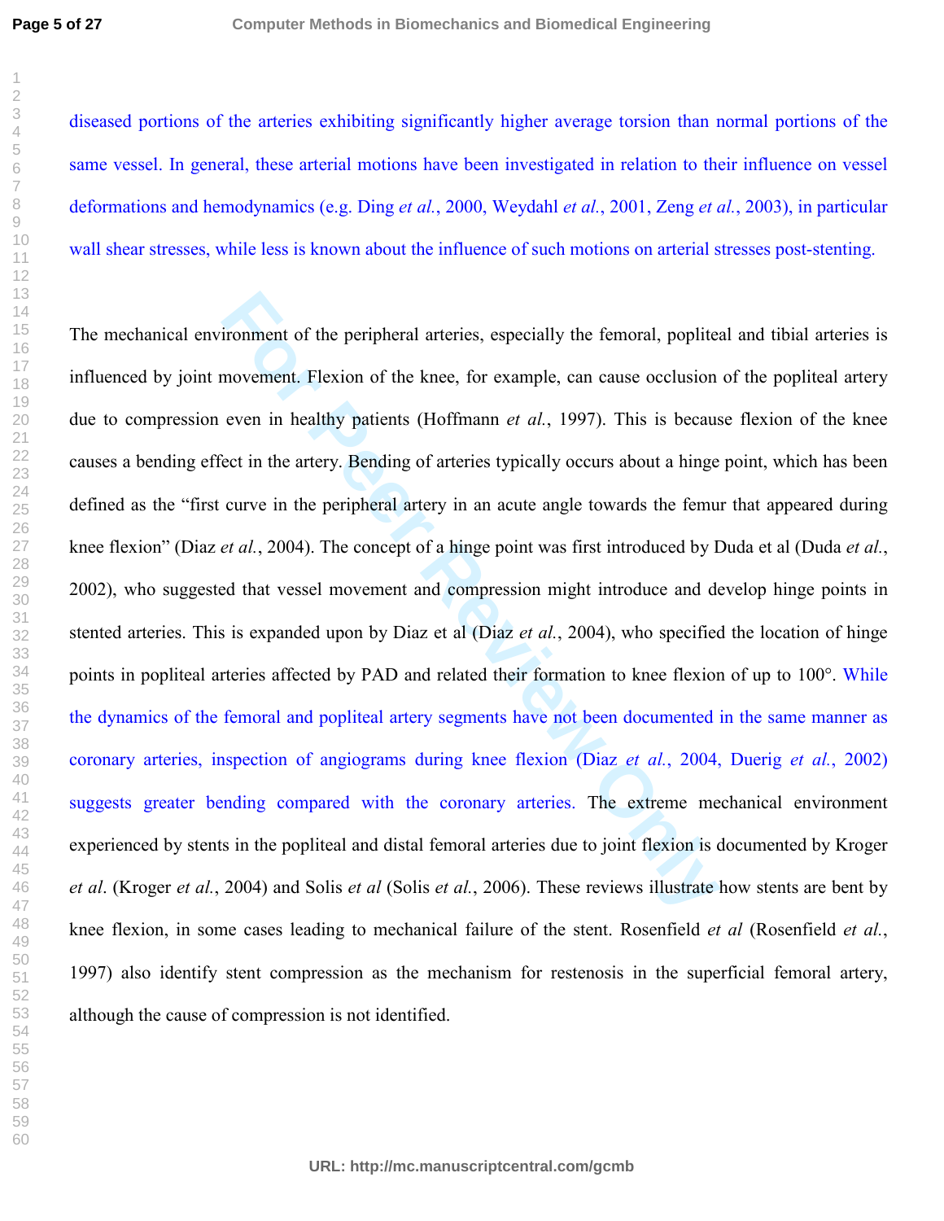diseased portions of the arteries exhibiting significantly higher average torsion than normal portions of the same vessel. In general, these arterial motions have been investigated in relation to their influence on vessel deformations and hemodynamics (e.g. Ding *et al.*, 2000, Weydahl *et al.*, 2001, Zeng *et al.*, 2003), in particular wall shear stresses, while less is known about the influence of such motions on arterial stresses post-stenting.

The mechanical environment of the peripheral arteries, especially the femoral, popliteal and tibial arteries is influenced by joint movement. Flexion of the knee, for example, can cause occlusion of the popliteal artery due to compression even in healthy patients (Hoffmann *et al.*, 1997). This is because flexion of the knee causes a bending effect in the artery. Bending of arteries typically occurs about a hinge point, which has been defined as the "first curve in the peripheral artery in an acute angle towards the femur that appeared during knee flexion" (Diaz *et al.*, 2004). The concept of a hinge point was first introduced by Duda et al (Duda *et al.*, 2002), who suggested that vessel movement and compression might introduce and develop hinge points in stented arteries. This is expanded upon by Diaz et al (Diaz *et al.*, 2004), who specified the location of hinge points in popliteal arteries affected by PAD and related their formation to knee flexion of up to 100°. While the dynamics of the femoral and popliteal artery segments have not been documented in the same manner as coronary arteries, inspection of angiograms during knee flexion (Diaz *et al.*, 2004, Duerig *et al.*, 2002) suggests greater bending compared with the coronary arteries. The extreme mechanical environment experienced by stents in the popliteal and distal femoral arteries due to joint flexion is documented by Kroger *et al*. (Kroger *et al.*, 2004) and Solis *et al* (Solis *et al.*, 2006). These reviews illustrate how stents are bent by knee flexion, in some cases leading to mechanical failure of the stent. Rosenfield *et al* (Rosenfield *et al.*, 1997) also identify stent compression as the mechanism for restenosis in the superficial femoral artery, although the cause of compression is not identified.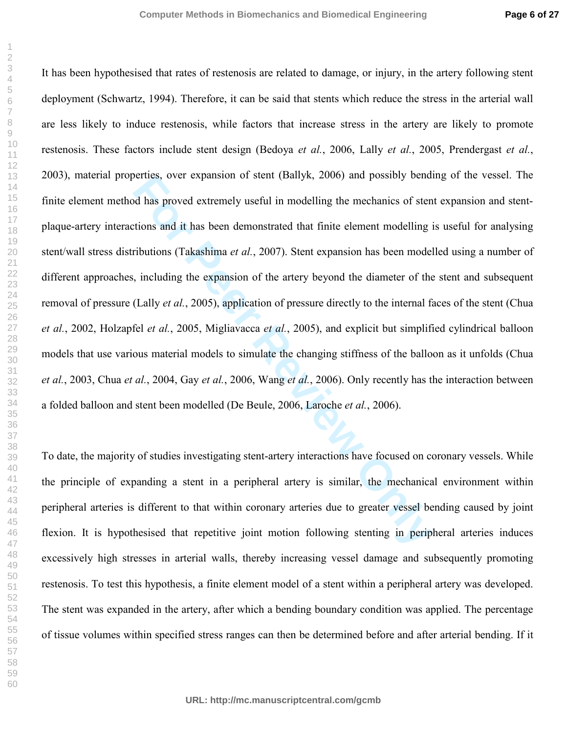It has been hypothesised that rates of restenosis are related to damage, or injury, in the artery following stent deployment (Schwartz, 1994). Therefore, it can be said that stents which reduce the stress in the arterial wall are less likely to induce restenosis, while factors that increase stress in the artery are likely to promote restenosis. These factors include stent design (Bedoya *et al.*, 2006, Lally *et al.*, 2005, Prendergast *et al.*, 2003), material properties, over expansion of stent (Ballyk, 2006) and possibly bending of the vessel. The finite element method has proved extremely useful in modelling the mechanics of stent expansion and stent-plaque-artery interactions and it has been demonstrated that finite element modelling is useful for analysing stent/wall stress distributions (Takashima *et al.*, 2007). Stent expansion has been modelled using a number of different approaches, including the expansion of the artery beyond the diameter of the stent and subsequent removal of pressure (Lally *et al.*, 2005), application of pressure directly to the internal faces of the stent (Chua *et al.*, 2002, Holzapfel *et al.*, 2005, Migliavacca *et al.*, 2005), and explicit but simplified cylindrical balloon models that use various material models to simulate the changing stiffness of the balloon as it unfolds (Chua *et al.*, 2003, Chua *et al.*, 2004, Gay *et al.*, 2006, Wang *et al.*, 2006). Only recently has the interaction between a folded balloon and stent been modelled (De Beule, 2006, Laroche *et al.*, 2006).

To date, the majority of studies investigating stent-artery interactions have focused on coronary vessels. While the principle of expanding a stent in a peripheral artery is similar, the mechanical environment within peripheral arteries is different to that within coronary arteries due to greater vessel bending caused by joint flexion. It is hypothesised that repetitive joint motion following stenting in peripheral arteries induces excessively high stresses in arterial walls, thereby increasing vessel damage and subsequently promoting restenosis. To test this hypothesis, a finite element model of a stent within a peripheral artery was developed. The stent was expanded in the artery, after which a bending boundary condition was applied. The percentage of tissue volumes within specified stress ranges can then be determined before and after arterial bending. If it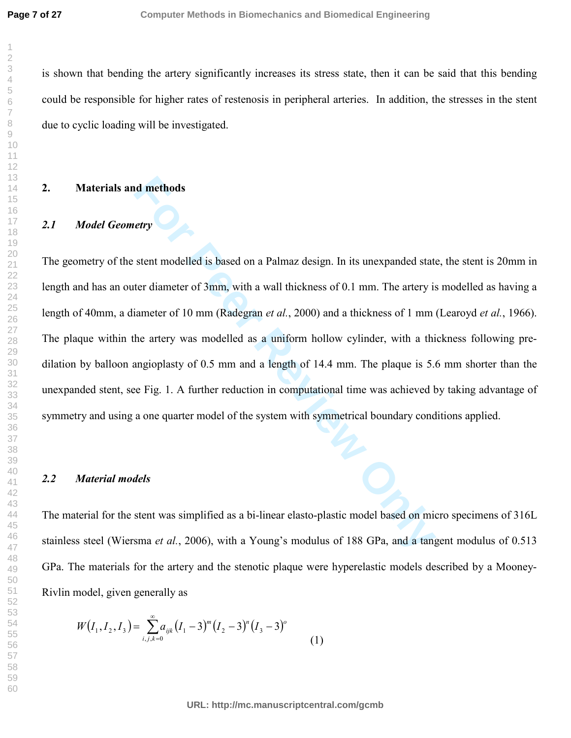is shown that bending the artery significantly increases its stress state, then it can be said that this bending could be responsible for higher rates of restenosis in peripheral arteries. In addition, the stresses in the stent due to cyclic loading will be investigated.

## 2. Materials and methods

### *2.1 Model Geometry*

The geometry of the stent modelled is based on a Palmaz design. In its unexpanded state, the stent is 20mm in length and has an outer diameter of 3mm, with a wall thickness of 0.1 mm. The artery is modelled as having a length of 40mm, a diameter of 10 mm (Radegran *et al.*, 2000) and a thickness of 1 mm (Learoyd *et al.*, 1966). The plaque within the artery was modelled as a uniform hollow cylinder, with a thickness following pre-dilation by balloon angioplasty of 0.5 mm and a length of 14.4 mm. The plaque is 5.6 mm shorter than the unexpanded stent, see Fig. 1. A further reduction in computational time was achieved by taking advantage of symmetry and using a one quarter model of the system with symmetrical boundary conditions applied.

### *2.2 Material models*

The material for the stent was simplified as a bi-linear elasto-plastic model based on micro specimens of 316L stainless steel (Wiersma *et al.*, 2006), with a Young's modulus of 188 GPa, and a tangent modulus of 0.513 GPa. The materials for the artery and the stenotic plaque were hyperelastic models described by a Mooney-Rivlin model, given generally as

$$W(I_1, I_2, I_3) = \sum_{i,j,k=0}^{\infty} a_{ijk} (I_1 - 3)^m (I_2 - 3)^n (I_3 - 3)^o \tag{1}$$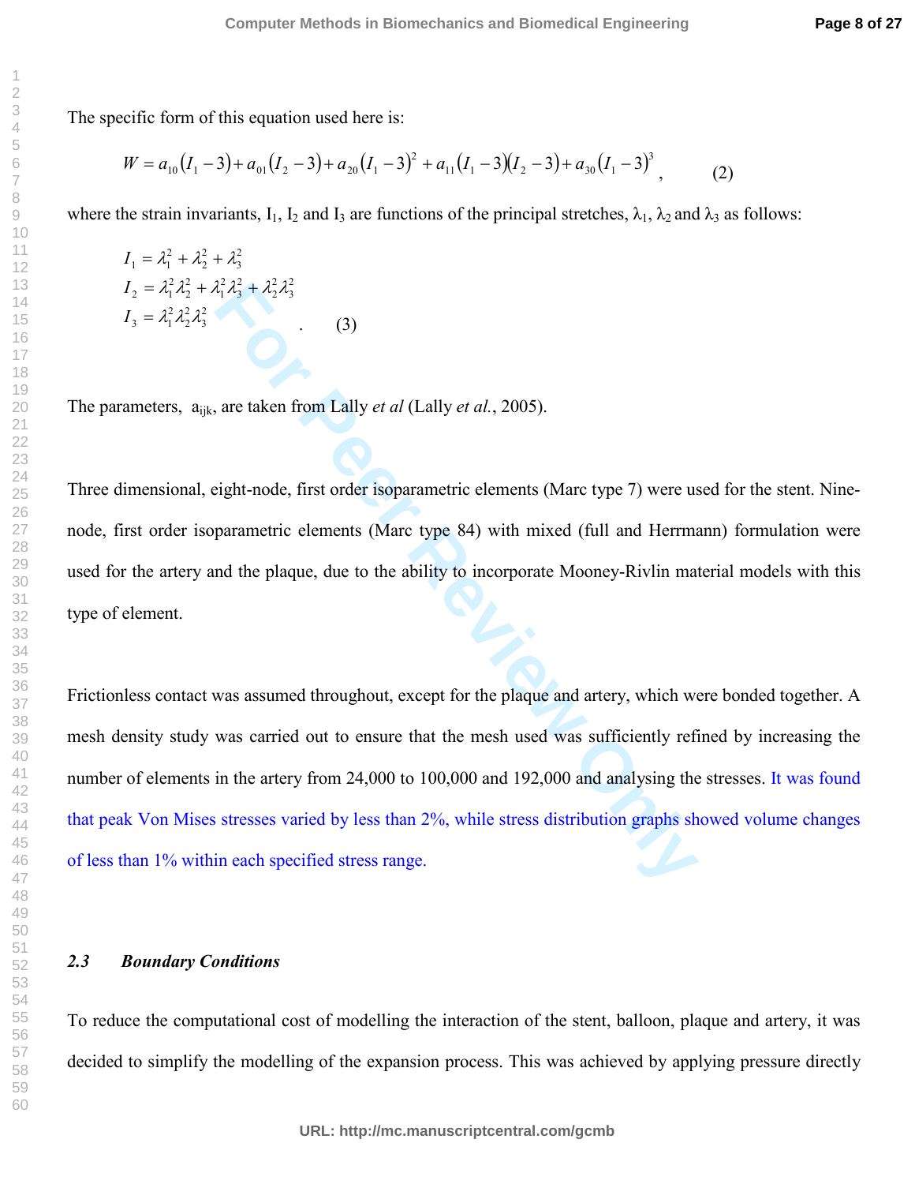The specific form of this equation used here is:

$$W = a_{10}(I_1 - 3) + a_{01}(I_2 - 3) + a_{20}(I_1 - 3)^2 + a_{11}(I_1 - 3)(I_2 - 3) + a_{30}(I_1 - 3)^3 \quad , \qquad (2)$$

where the strain invariants, $I_1$, $I_2$ and $I_3$ are functions of the principal stretches, $\lambda_1$, $\lambda_2$ and $\lambda_3$ as follows:

$$I_1 = \lambda_1^2 + \lambda_2^2 + \lambda_3^2$$
$$I_2 = \lambda_1^2\lambda_2^2 + \lambda_1^2\lambda_3^2 + \lambda_2^2\lambda_3^2$$
$$I_3 = \lambda_1^2\lambda_2^2\lambda_3^2 \quad . \qquad (3)$$

The parameters, $a_{ijk}$, are taken from Lally *et al* (Lally *et al.*, 2005).

Three dimensional, eight-node, first order isoparametric elements (Marc type 7) were used for the stent. Nine-node, first order isoparametric elements (Marc type 84) with mixed (full and Herrmann) formulation were used for the artery and the plaque, due to the ability to incorporate Mooney-Rivlin material models with this type of element.

Frictionless contact was assumed throughout, except for the plaque and artery, which were bonded together. A mesh density study was carried out to ensure that the mesh used was sufficiently refined by increasing the number of elements in the artery from 24,000 to 100,000 and 192,000 and analysing the stresses. It was found that peak Von Mises stresses varied by less than 2%, while stress distribution graphs showed volume changes of less than 1% within each specified stress range.

### *2.3 Boundary Conditions*

To reduce the computational cost of modelling the interaction of the stent, balloon, plaque and artery, it was decided to simplify the modelling of the expansion process. This was achieved by applying pressure directly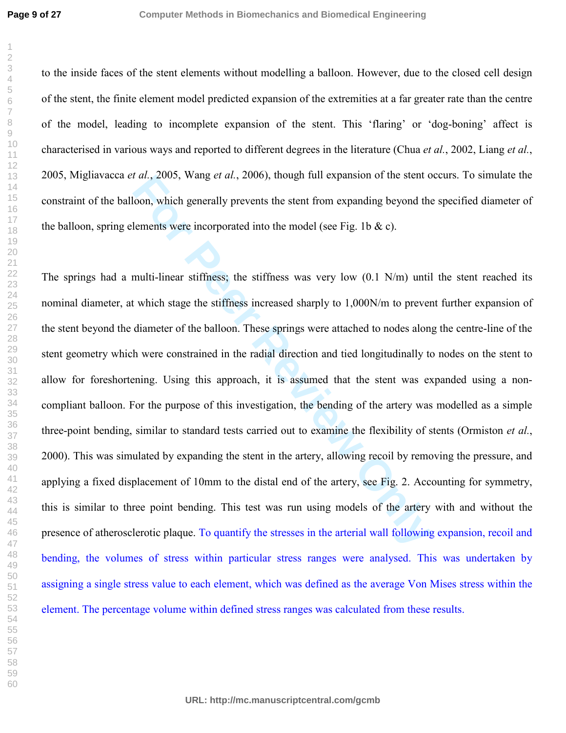to the inside faces of the stent elements without modelling a balloon. However, due to the closed cell design of the stent, the finite element model predicted expansion of the extremities at a far greater rate than the centre of the model, leading to incomplete expansion of the stent. This 'flaring' or 'dog-boning' affect is characterised in various ways and reported to different degrees in the literature (Chua *et al.*, 2002, Liang *et al.*, 2005, Migliavacca *et al.*, 2005, Wang *et al.*, 2006), though full expansion of the stent occurs. To simulate the constraint of the balloon, which generally prevents the stent from expanding beyond the specified diameter of the balloon, spring elements were incorporated into the model (see Fig. 1b & c).

The springs had a multi-linear stiffness; the stiffness was very low (0.1 N/m) until the stent reached its nominal diameter, at which stage the stiffness increased sharply to 1,000N/m to prevent further expansion of the stent beyond the diameter of the balloon. These springs were attached to nodes along the centre-line of the stent geometry which were constrained in the radial direction and tied longitudinally to nodes on the stent to allow for foreshortening. Using this approach, it is assumed that the stent was expanded using a non-compliant balloon. For the purpose of this investigation, the bending of the artery was modelled as a simple three-point bending, similar to standard tests carried out to examine the flexibility of stents (Ormiston *et al.*, 2000). This was simulated by expanding the stent in the artery, allowing recoil by removing the pressure, and applying a fixed displacement of 10mm to the distal end of the artery, see Fig. 2. Accounting for symmetry, this is similar to three point bending. This test was run using models of the artery with and without the presence of atherosclerotic plaque. To quantify the stresses in the arterial wall following expansion, recoil and bending, the volumes of stress within particular stress ranges were analysed. This was undertaken by assigning a single stress value to each element, which was defined as the average Von Mises stress within the element. The percentage volume within defined stress ranges was calculated from these results.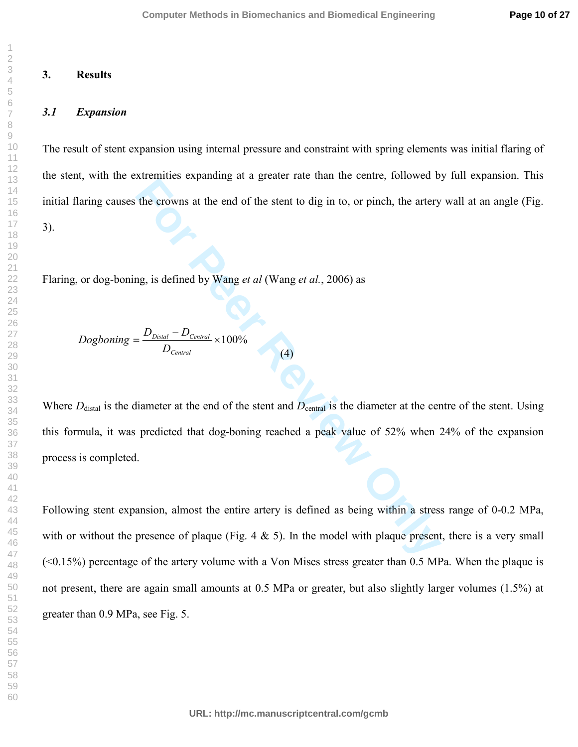## 3. Results

### *3.1 Expansion*

The result of stent expansion using internal pressure and constraint with spring elements was initial flaring of the stent, with the extremities expanding at a greater rate than the centre, followed by full expansion. This initial flaring causes the crowns at the end of the stent to dig in to, or pinch, the artery wall at an angle (Fig. 3).

Flaring, or dog-boning, is defined by Wang *et al* (Wang *et al.*, 2006) as

$$Dogboning = \frac{D_{Distal} - D_{Central}}{D_{Central}} \times 100\% \qquad (4)$$

Where $D_{\mathrm{distal}}$ is the diameter at the end of the stent and $D_{\mathrm{central}}$ is the diameter at the centre of the stent. Using this formula, it was predicted that dog-boning reached a peak value of 52% when 24% of the expansion process is completed.

Following stent expansion, almost the entire artery is defined as being within a stress range of 0-0.2 MPa, with or without the presence of plaque (Fig. 4 & 5). In the model with plaque present, there is a very small (<0.15%) percentage of the artery volume with a Von Mises stress greater than 0.5 MPa. When the plaque is not present, there are again small amounts at 0.5 MPa or greater, but also slightly larger volumes (1.5%) at greater than 0.9 MPa, see Fig. 5.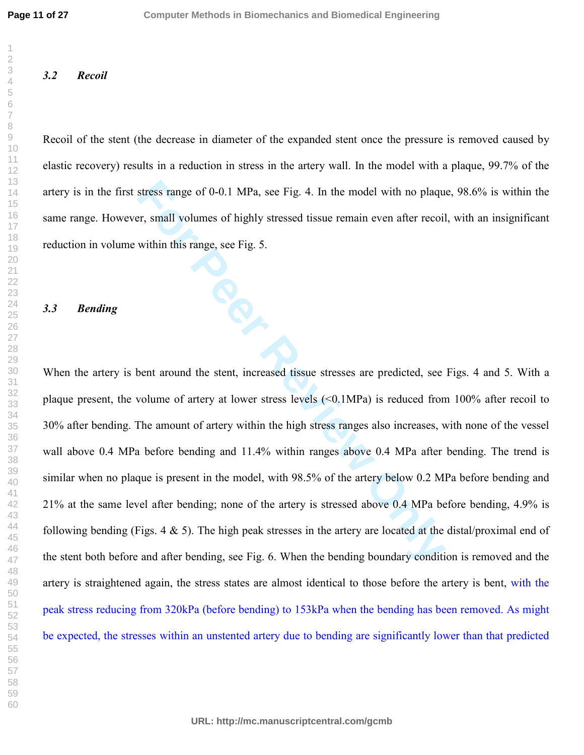### 3.2 *Recoil*

Recoil of the stent (the decrease in diameter of the expanded stent once the pressure is removed caused by elastic recovery) results in a reduction in stress in the artery wall. In the model with a plaque, 99.7% of the artery is in the first stress range of 0-0.1 MPa, see Fig. 4. In the model with no plaque, 98.6% is within the same range. However, small volumes of highly stressed tissue remain even after recoil, with an insignificant reduction in volume within this range, see Fig. 5.

### 3.3 *Bending*

When the artery is bent around the stent, increased tissue stresses are predicted, see Figs. 4 and 5. With a plaque present, the volume of artery at lower stress levels (<0.1MPa) is reduced from 100% after recoil to 30% after bending. The amount of artery within the high stress ranges also increases, with none of the vessel wall above 0.4 MPa before bending and 11.4% within ranges above 0.4 MPa after bending. The trend is similar when no plaque is present in the model, with 98.5% of the artery below 0.2 MPa before bending and 21% at the same level after bending; none of the artery is stressed above 0.4 MPa before bending, 4.9% is following bending (Figs. 4 & 5). The high peak stresses in the artery are located at the distal/proximal end of the stent both before and after bending, see Fig. 6. When the bending boundary condition is removed and the artery is straightened again, the stress states are almost identical to those before the artery is bent, with the peak stress reducing from 320kPa (before bending) to 153kPa when the bending has been removed. As might be expected, the stresses within an unstented artery due to bending are significantly lower than that predicted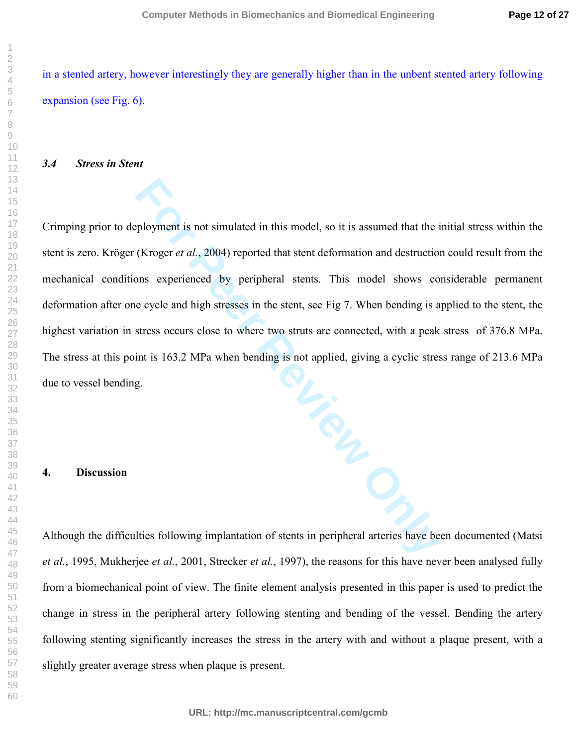in a stented artery, however interestingly they are generally higher than in the unbent stented artery following expansion (see Fig. 6).

### *3.4 Stress in Stent*

Crimping prior to deployment is not simulated in this model, so it is assumed that the initial stress within the stent is zero. Kröger (Kroger *et al.*, 2004) reported that stent deformation and destruction could result from the mechanical conditions experienced by peripheral stents. This model shows considerable permanent deformation after one cycle and high stresses in the stent, see Fig 7. When bending is applied to the stent, the highest variation in stress occurs close to where two struts are connected, with a peak stress of 376.8 MPa. The stress at this point is 163.2 MPa when bending is not applied, giving a cyclic stress range of 213.6 MPa due to vessel bending.

## 4. Discussion

Although the difficulties following implantation of stents in peripheral arteries have been documented (Matsi *et al.*, 1995, Mukherjee *et al.*, 2001, Strecker *et al.*, 1997), the reasons for this have never been analysed fully from a biomechanical point of view. The finite element analysis presented in this paper is used to predict the change in stress in the peripheral artery following stenting and bending of the vessel. Bending the artery following stenting significantly increases the stress in the artery with and without a plaque present, with a slightly greater average stress when plaque is present.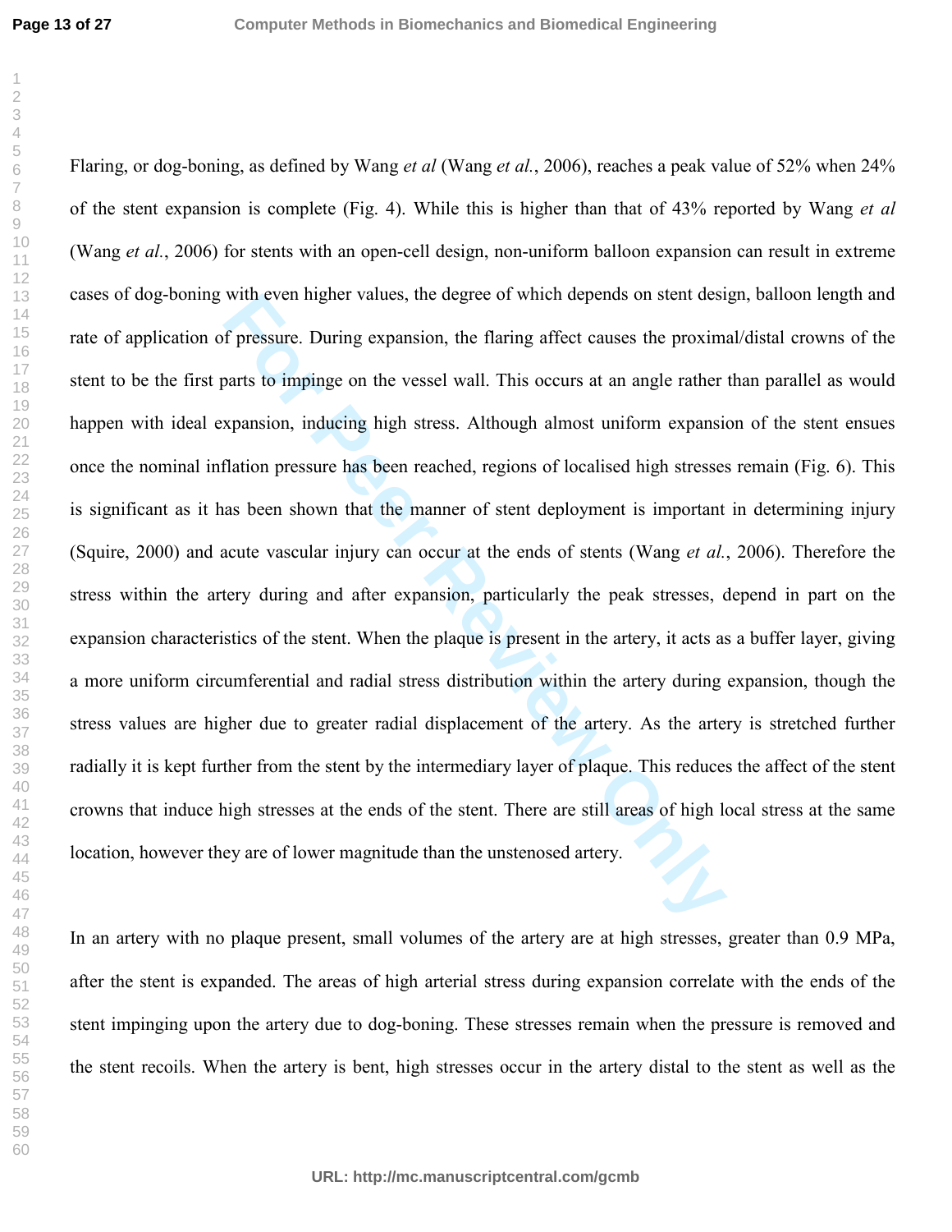Flaring, or dog-boning, as defined by Wang *et al* (Wang *et al.*, 2006), reaches a peak value of 52% when 24% of the stent expansion is complete (Fig. 4). While this is higher than that of 43% reported by Wang *et al* (Wang *et al.*, 2006) for stents with an open-cell design, non-uniform balloon expansion can result in extreme cases of dog-boning with even higher values, the degree of which depends on stent design, balloon length and rate of application of pressure. During expansion, the flaring affect causes the proximal/distal crowns of the stent to be the first parts to impinge on the vessel wall. This occurs at an angle rather than parallel as would happen with ideal expansion, inducing high stress. Although almost uniform expansion of the stent ensues once the nominal inflation pressure has been reached, regions of localised high stresses remain (Fig. 6). This is significant as it has been shown that the manner of stent deployment is important in determining injury (Squire, 2000) and acute vascular injury can occur at the ends of stents (Wang *et al.*, 2006). Therefore the stress within the artery during and after expansion, particularly the peak stresses, depend in part on the expansion characteristics of the stent. When the plaque is present in the artery, it acts as a buffer layer, giving a more uniform circumferential and radial stress distribution within the artery during expansion, though the stress values are higher due to greater radial displacement of the artery. As the artery is stretched further radially it is kept further from the stent by the intermediary layer of plaque. This reduces the affect of the stent crowns that induce high stresses at the ends of the stent. There are still areas of high local stress at the same location, however they are of lower magnitude than the unstenosed artery.

In an artery with no plaque present, small volumes of the artery are at high stresses, greater than 0.9 MPa, after the stent is expanded. The areas of high arterial stress during expansion correlate with the ends of the stent impinging upon the artery due to dog-boning. These stresses remain when the pressure is removed and the stent recoils. When the artery is bent, high stresses occur in the artery distal to the stent as well as the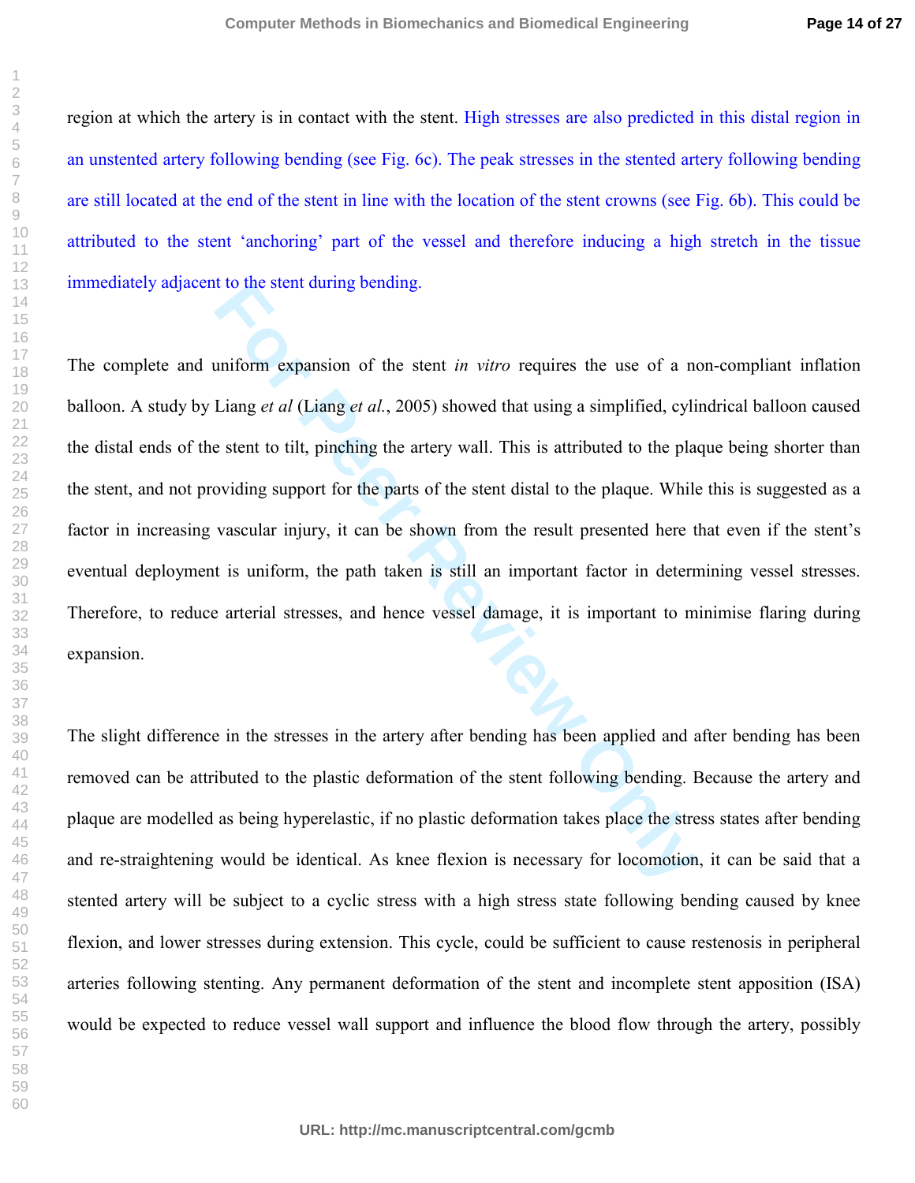region at which the artery is in contact with the stent. High stresses are also predicted in this distal region in an unstented artery following bending (see Fig. 6c). The peak stresses in the stented artery following bending are still located at the end of the stent in line with the location of the stent crowns (see Fig. 6b). This could be attributed to the stent 'anchoring' part of the vessel and therefore inducing a high stretch in the tissue immediately adjacent to the stent during bending.

The complete and uniform expansion of the stent *in vitro* requires the use of a non-compliant inflation balloon. A study by Liang *et al* (Liang *et al.*, 2005) showed that using a simplified, cylindrical balloon caused the distal ends of the stent to tilt, pinching the artery wall. This is attributed to the plaque being shorter than the stent, and not providing support for the parts of the stent distal to the plaque. While this is suggested as a factor in increasing vascular injury, it can be shown from the result presented here that even if the stent's eventual deployment is uniform, the path taken is still an important factor in determining vessel stresses. Therefore, to reduce arterial stresses, and hence vessel damage, it is important to minimise flaring during expansion.

The slight difference in the stresses in the artery after bending has been applied and after bending has been removed can be attributed to the plastic deformation of the stent following bending. Because the artery and plaque are modelled as being hyperelastic, if no plastic deformation takes place the stress states after bending and re-straightening would be identical. As knee flexion is necessary for locomotion, it can be said that a stented artery will be subject to a cyclic stress with a high stress state following bending caused by knee flexion, and lower stresses during extension. This cycle, could be sufficient to cause restenosis in peripheral arteries following stenting. Any permanent deformation of the stent and incomplete stent apposition (ISA) would be expected to reduce vessel wall support and influence the blood flow through the artery, possibly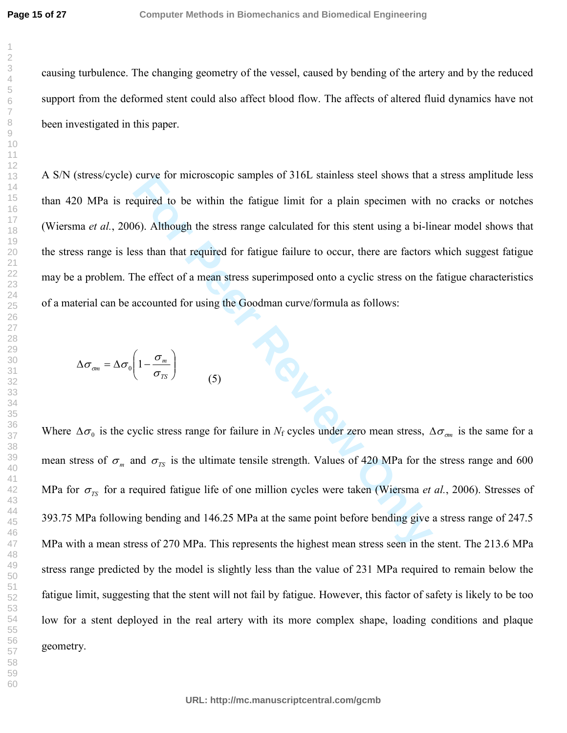causing turbulence. The changing geometry of the vessel, caused by bending of the artery and by the reduced support from the deformed stent could also affect blood flow. The affects of altered fluid dynamics have not been investigated in this paper.

A S/N (stress/cycle) curve for microscopic samples of 316L stainless steel shows that a stress amplitude less than 420 MPa is required to be within the fatigue limit for a plain specimen with no cracks or notches (Wiersma *et al.*, 2006). Although the stress range calculated for this stent using a bi-linear model shows that the stress range is less than that required for fatigue failure to occur, there are factors which suggest fatigue may be a problem. The effect of a mean stress superimposed onto a cyclic stress on the fatigue characteristics of a material can be accounted for using the Goodman curve/formula as follows:

$$\Delta\sigma_{\sigma m} = \Delta\sigma_0\left(1 - \frac{\sigma_m}{\sigma_{TS}}\right) \qquad (5)$$

Where $\Delta\sigma_0$ is the cyclic stress range for failure in $N_f$ cycles under zero mean stress, $\Delta\sigma_{\sigma m}$ is the same for a mean stress of $\sigma_m$ and $\sigma_{TS}$ is the ultimate tensile strength. Values of 420 MPa for the stress range and 600 MPa for $\sigma_{TS}$ for a required fatigue life of one million cycles were taken (Wiersma *et al.*, 2006). Stresses of 393.75 MPa following bending and 146.25 MPa at the same point before bending give a stress range of 247.5 MPa with a mean stress of 270 MPa. This represents the highest mean stress seen in the stent. The 213.6 MPa stress range predicted by the model is slightly less than the value of 231 MPa required to remain below the fatigue limit, suggesting that the stent will not fail by fatigue. However, this factor of safety is likely to be too low for a stent deployed in the real artery with its more complex shape, loading conditions and plaque geometry.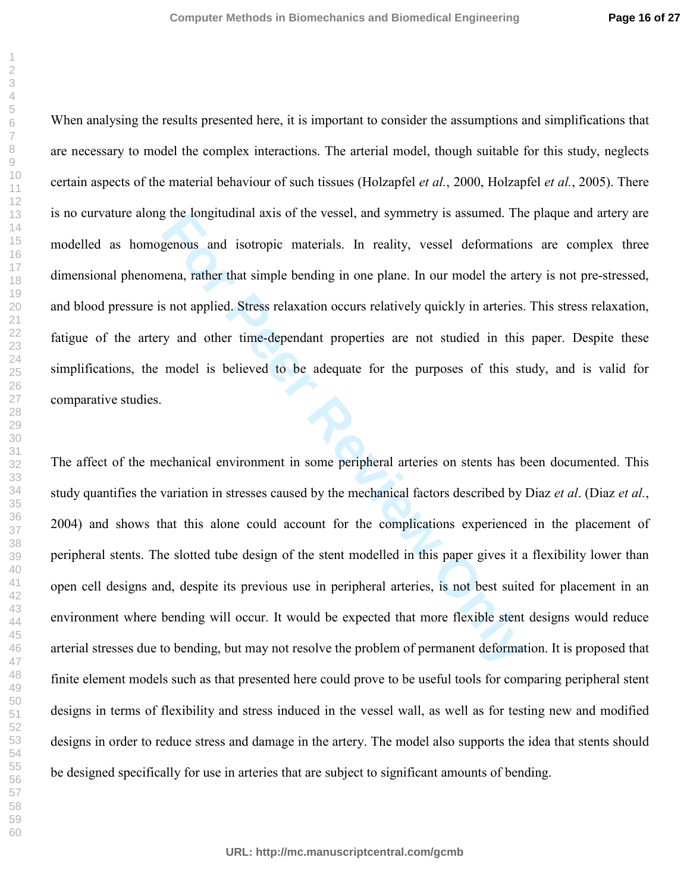When analysing the results presented here, it is important to consider the assumptions and simplifications that are necessary to model the complex interactions. The arterial model, though suitable for this study, neglects certain aspects of the material behaviour of such tissues (Holzapfel *et al.*, 2000, Holzapfel *et al.*, 2005). There is no curvature along the longitudinal axis of the vessel, and symmetry is assumed. The plaque and artery are modelled as homogenous and isotropic materials. In reality, vessel deformations are complex three dimensional phenomena, rather that simple bending in one plane. In our model the artery is not pre-stressed, and blood pressure is not applied. Stress relaxation occurs relatively quickly in arteries. This stress relaxation, fatigue of the artery and other time-dependant properties are not studied in this paper. Despite these simplifications, the model is believed to be adequate for the purposes of this study, and is valid for comparative studies.

The affect of the mechanical environment in some peripheral arteries on stents has been documented. This study quantifies the variation in stresses caused by the mechanical factors described by Diaz *et al*. (Diaz *et al.*, 2004) and shows that this alone could account for the complications experienced in the placement of peripheral stents. The slotted tube design of the stent modelled in this paper gives it a flexibility lower than open cell designs and, despite its previous use in peripheral arteries, is not best suited for placement in an environment where bending will occur. It would be expected that more flexible stent designs would reduce arterial stresses due to bending, but may not resolve the problem of permanent deformation. It is proposed that finite element models such as that presented here could prove to be useful tools for comparing peripheral stent designs in terms of flexibility and stress induced in the vessel wall, as well as for testing new and modified designs in order to reduce stress and damage in the artery. The model also supports the idea that stents should be designed specifically for use in arteries that are subject to significant amounts of bending.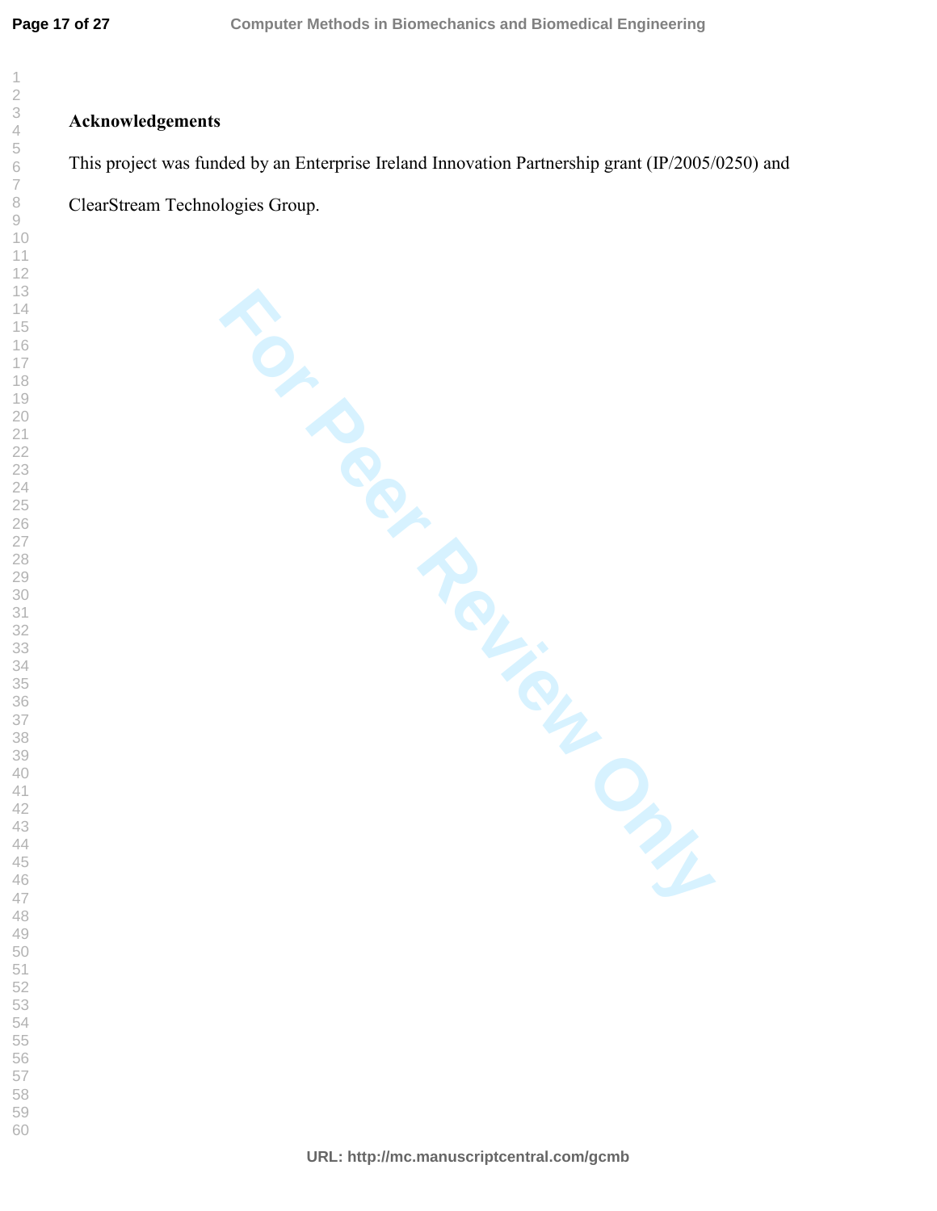**Acknowledgements**

This project was funded by an Enterprise Ireland Innovation Partnership grant (IP/2005/0250) and ClearStream Technologies Group.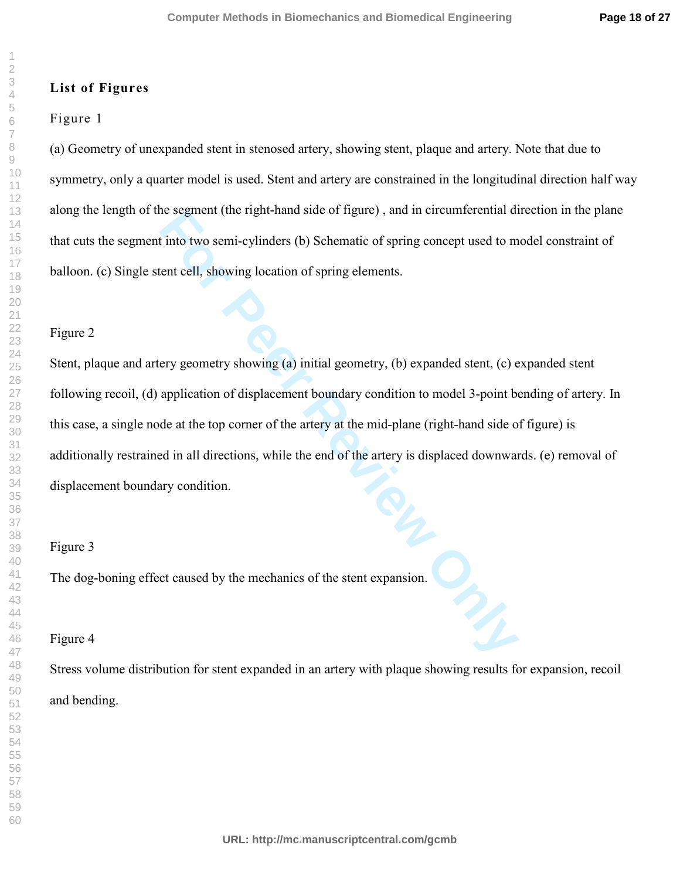## List of Figures

Figure 1

(a) Geometry of unexpanded stent in stenosed artery, showing stent, plaque and artery. Note that due to symmetry, only a quarter model is used. Stent and artery are constrained in the longitudinal direction half way along the length of the segment (the right-hand side of figure) , and in circumferential direction in the plane that cuts the segment into two semi-cylinders (b) Schematic of spring concept used to model constraint of balloon. (c) Single stent cell, showing location of spring elements.

Figure 2

Stent, plaque and artery geometry showing (a) initial geometry, (b) expanded stent, (c) expanded stent following recoil, (d) application of displacement boundary condition to model 3-point bending of artery. In this case, a single node at the top corner of the artery at the mid-plane (right-hand side of figure) is additionally restrained in all directions, while the end of the artery is displaced downwards. (e) removal of displacement boundary condition.

Figure 3

The dog-boning effect caused by the mechanics of the stent expansion.

Figure 4

Stress volume distribution for stent expanded in an artery with plaque showing results for expansion, recoil and bending.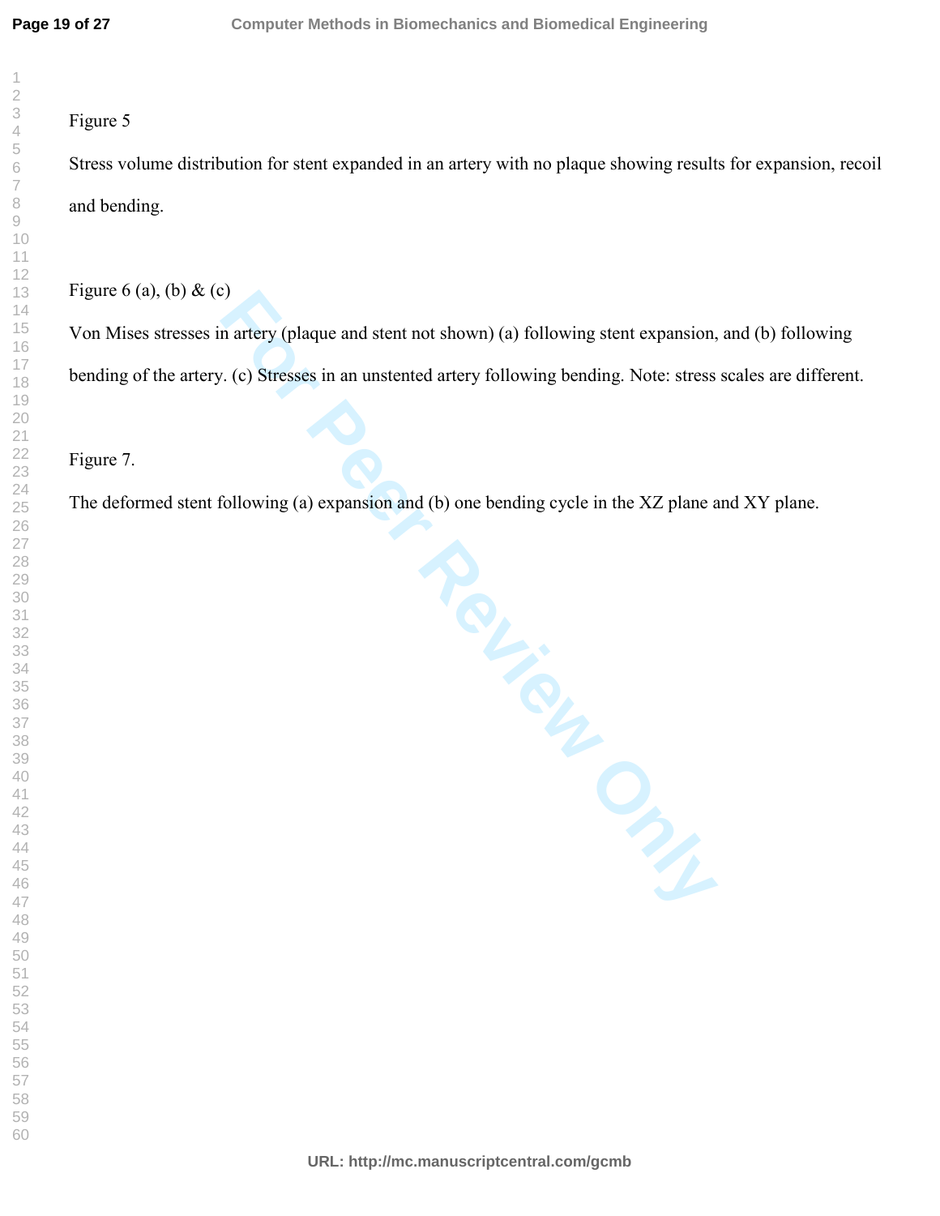Figure 5

Stress volume distribution for stent expanded in an artery with no plaque showing results for expansion, recoil and bending.

Figure 6 (a), (b) & (c)

Von Mises stresses in artery (plaque and stent not shown) (a) following stent expansion, and (b) following bending of the artery. (c) Stresses in an unstented artery following bending. Note: stress scales are different.

Figure 7.

The deformed stent following (a) expansion and (b) one bending cycle in the XZ plane and XY plane.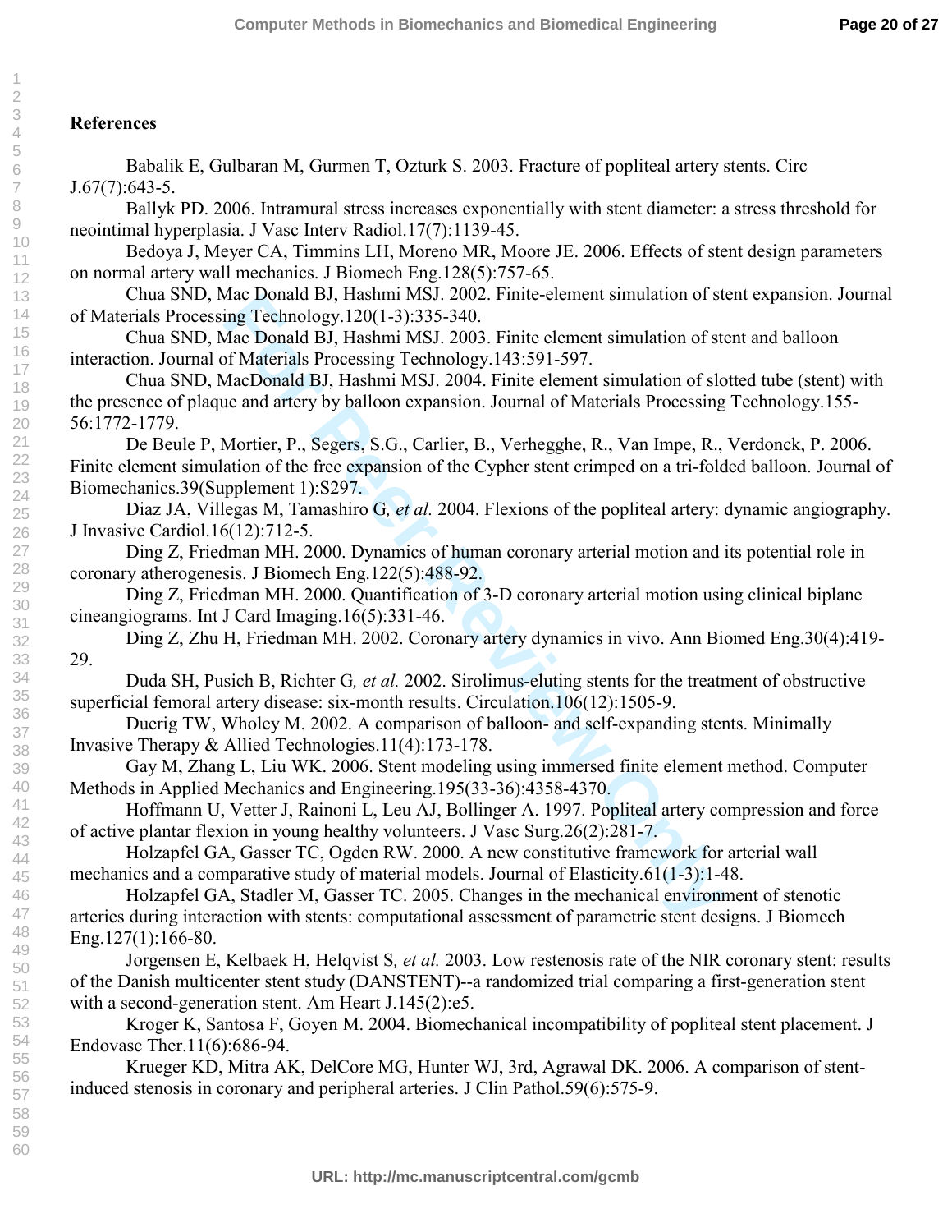## References

Babalik E, Gulbaran M, Gurmen T, Ozturk S. 2003. Fracture of popliteal artery stents. Circ J.67(7):643-5.

Ballyk PD. 2006. Intramural stress increases exponentially with stent diameter: a stress threshold for neointimal hyperplasia. J Vasc Interv Radiol.17(7):1139-45.

Bedoya J, Meyer CA, Timmins LH, Moreno MR, Moore JE. 2006. Effects of stent design parameters on normal artery wall mechanics. J Biomech Eng.128(5):757-65.

Chua SND, Mac Donald BJ, Hashmi MSJ. 2002. Finite-element simulation of stent expansion. Journal of Materials Processing Technology.120(1-3):335-340.

Chua SND, Mac Donald BJ, Hashmi MSJ. 2003. Finite element simulation of stent and balloon interaction. Journal of Materials Processing Technology.143:591-597.

Chua SND, MacDonald BJ, Hashmi MSJ. 2004. Finite element simulation of slotted tube (stent) with the presence of plaque and artery by balloon expansion. Journal of Materials Processing Technology.155-56:1772-1779.

De Beule P, Mortier, P., Segers, S.G., Carlier, B., Verhegghe, R., Van Impe, R., Verdonck, P. 2006. Finite element simulation of the free expansion of the Cypher stent crimped on a tri-folded balloon. Journal of Biomechanics.39(Supplement 1):S297.

Diaz JA, Villegas M, Tamashiro G*, et al.* 2004. Flexions of the popliteal artery: dynamic angiography. J Invasive Cardiol.16(12):712-5.

Ding Z, Friedman MH. 2000. Dynamics of human coronary arterial motion and its potential role in coronary atherogenesis. J Biomech Eng.122(5):488-92.

Ding Z, Friedman MH. 2000. Quantification of 3-D coronary arterial motion using clinical biplane cineangiograms. Int J Card Imaging.16(5):331-46.

Ding Z, Zhu H, Friedman MH. 2002. Coronary artery dynamics in vivo. Ann Biomed Eng.30(4):419-29.

Duda SH, Pusich B, Richter G*, et al.* 2002. Sirolimus-eluting stents for the treatment of obstructive superficial femoral artery disease: six-month results. Circulation.106(12):1505-9.

Duerig TW, Wholey M. 2002. A comparison of balloon- and self-expanding stents. Minimally Invasive Therapy & Allied Technologies.11(4):173-178.

Gay M, Zhang L, Liu WK. 2006. Stent modeling using immersed finite element method. Computer Methods in Applied Mechanics and Engineering.195(33-36):4358-4370.

Hoffmann U, Vetter J, Rainoni L, Leu AJ, Bollinger A. 1997. Popliteal artery compression and force of active plantar flexion in young healthy volunteers. J Vasc Surg.26(2):281-7.

Holzapfel GA, Gasser TC, Ogden RW. 2000. A new constitutive framework for arterial wall mechanics and a comparative study of material models. Journal of Elasticity.61(1-3):1-48.

Holzapfel GA, Stadler M, Gasser TC. 2005. Changes in the mechanical environment of stenotic arteries during interaction with stents: computational assessment of parametric stent designs. J Biomech Eng.127(1):166-80.

Jorgensen E, Kelbaek H, Helqvist S*, et al.* 2003. Low restenosis rate of the NIR coronary stent: results of the Danish multicenter stent study (DANSTENT)--a randomized trial comparing a first-generation stent with a second-generation stent. Am Heart J.145(2):e5.

Kroger K, Santosa F, Goyen M. 2004. Biomechanical incompatibility of popliteal stent placement. J Endovasc Ther.11(6):686-94.

Krueger KD, Mitra AK, DelCore MG, Hunter WJ, 3rd, Agrawal DK. 2006. A comparison of stent-induced stenosis in coronary and peripheral arteries. J Clin Pathol.59(6):575-9.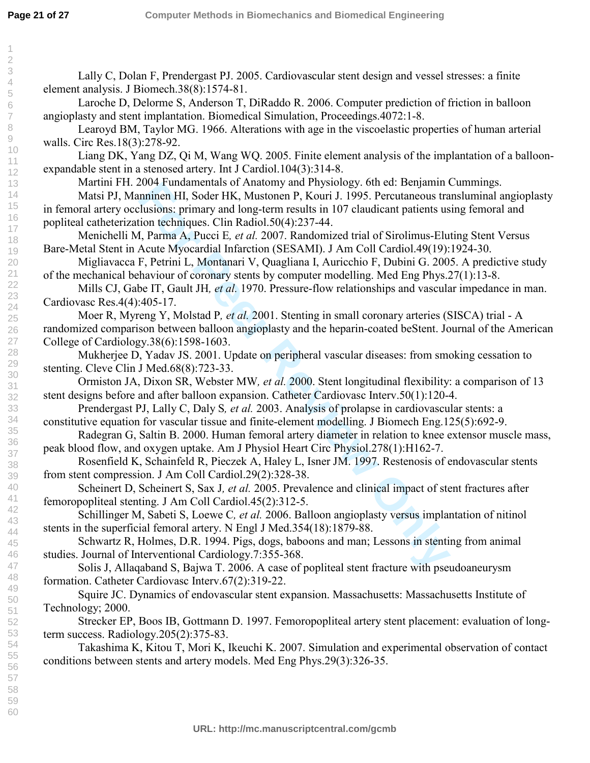Lally C, Dolan F, Prendergast PJ. 2005. Cardiovascular stent design and vessel stresses: a finite element analysis. J Biomech.38(8):1574-81.

Laroche D, Delorme S, Anderson T, DiRaddo R. 2006. Computer prediction of friction in balloon angioplasty and stent implantation. Biomedical Simulation, Proceedings.4072:1-8.

Learoyd BM, Taylor MG. 1966. Alterations with age in the viscoelastic properties of human arterial walls. Circ Res.18(3):278-92.

Liang DK, Yang DZ, Qi M, Wang WQ. 2005. Finite element analysis of the implantation of a balloon-expandable stent in a stenosed artery. Int J Cardiol.104(3):314-8.

Martini FH. 2004 Fundamentals of Anatomy and Physiology. 6th ed: Benjamin Cummings.

Matsi PJ, Manninen HI, Soder HK, Mustonen P, Kouri J. 1995. Percutaneous transluminal angioplasty in femoral artery occlusions: primary and long-term results in 107 claudicant patients using femoral and popliteal catheterization techniques. Clin Radiol.50(4):237-44.

Menichelli M, Parma A, Pucci E*, et al.* 2007. Randomized trial of Sirolimus-Eluting Stent Versus Bare-Metal Stent in Acute Myocardial Infarction (SESAMI). J Am Coll Cardiol.49(19):1924-30.

Migliavacca F, Petrini L, Montanari V, Quagliana I, Auricchio F, Dubini G. 2005. A predictive study of the mechanical behaviour of coronary stents by computer modelling. Med Eng Phys.27(1):13-8.

Mills CJ, Gabe IT, Gault JH*, et al.* 1970. Pressure-flow relationships and vascular impedance in man. Cardiovasc Res.4(4):405-17.

Moer R, Myreng Y, Molstad P*, et al.* 2001. Stenting in small coronary arteries (SISCA) trial - A randomized comparison between balloon angioplasty and the heparin-coated beStent. Journal of the American College of Cardiology.38(6):1598-1603.

Mukherjee D, Yadav JS. 2001. Update on peripheral vascular diseases: from smoking cessation to stenting. Cleve Clin J Med.68(8):723-33.

Ormiston JA, Dixon SR, Webster MW*, et al.* 2000. Stent longitudinal flexibility: a comparison of 13 stent designs before and after balloon expansion. Catheter Cardiovasc Interv.50(1):120-4.

Prendergast PJ, Lally C, Daly S*, et al.* 2003. Analysis of prolapse in cardiovascular stents: a constitutive equation for vascular tissue and finite-element modelling. J Biomech Eng.125(5):692-9.

Radegran G, Saltin B. 2000. Human femoral artery diameter in relation to knee extensor muscle mass, peak blood flow, and oxygen uptake. Am J Physiol Heart Circ Physiol.278(1):H162-7.

Rosenfield K, Schainfeld R, Pieczek A, Haley L, Isner JM. 1997. Restenosis of endovascular stents from stent compression. J Am Coll Cardiol.29(2):328-38.

Scheinert D, Scheinert S, Sax J*, et al.* 2005. Prevalence and clinical impact of stent fractures after femoropopliteal stenting. J Am Coll Cardiol.45(2):312-5.

Schillinger M, Sabeti S, Loewe C*, et al.* 2006. Balloon angioplasty versus implantation of nitinol stents in the superficial femoral artery. N Engl J Med.354(18):1879-88.

Schwartz R, Holmes, D.R. 1994. Pigs, dogs, baboons and man; Lessons in stenting from animal studies. Journal of Interventional Cardiology.7:355-368.

Solis J, Allaqaband S, Bajwa T. 2006. A case of popliteal stent fracture with pseudoaneurysm formation. Catheter Cardiovasc Interv.67(2):319-22.

Squire JC. Dynamics of endovascular stent expansion. Massachusetts: Massachusetts Institute of Technology; 2000.

Strecker EP, Boos IB, Gottmann D. 1997. Femoropopliteal artery stent placement: evaluation of long-term success. Radiology.205(2):375-83.

Takashima K, Kitou T, Mori K, Ikeuchi K. 2007. Simulation and experimental observation of contact conditions between stents and artery models. Med Eng Phys.29(3):326-35.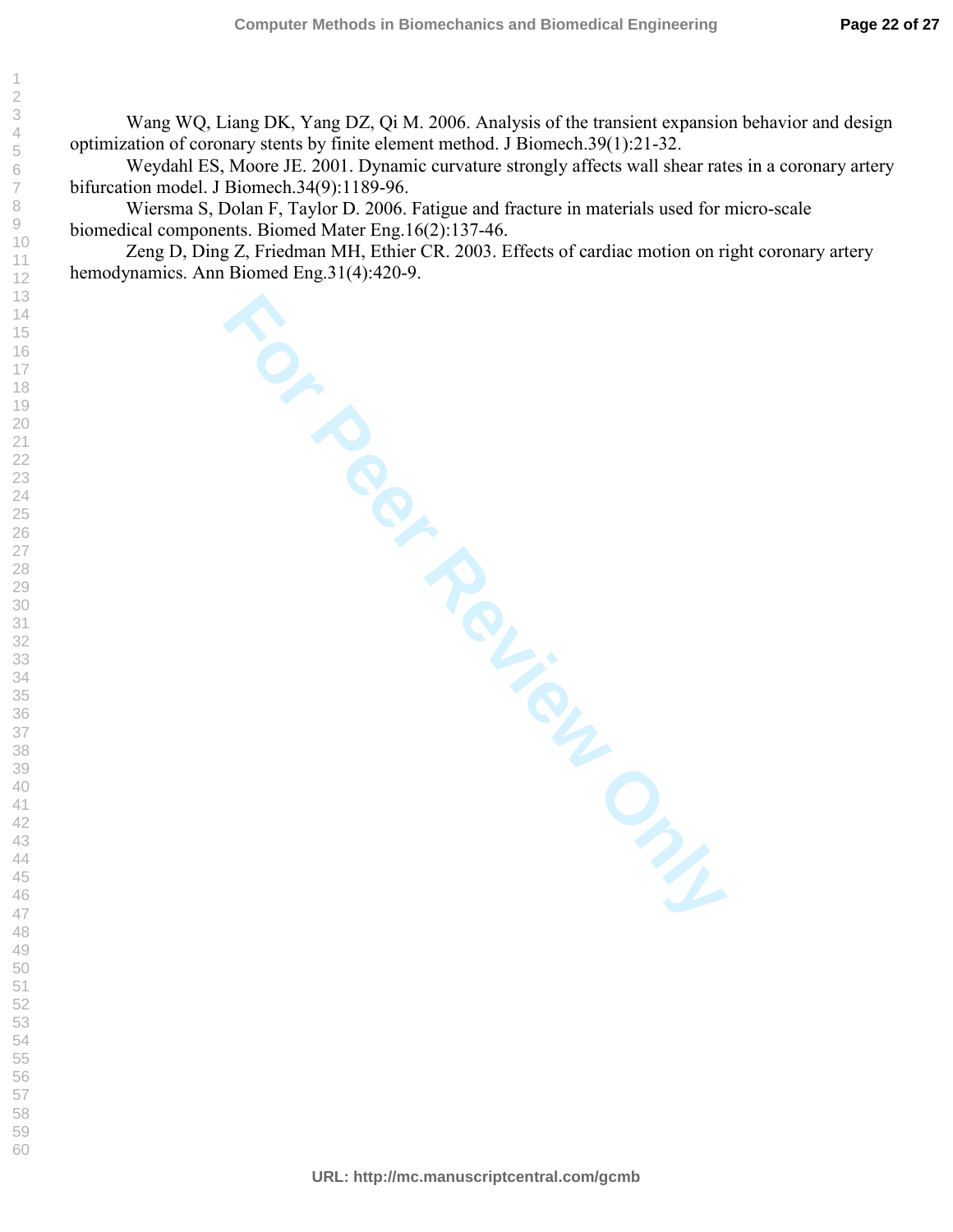Wang WQ, Liang DK, Yang DZ, Qi M. 2006. Analysis of the transient expansion behavior and design optimization of coronary stents by finite element method. J Biomech.39(1):21-32.

Weydahl ES, Moore JE. 2001. Dynamic curvature strongly affects wall shear rates in a coronary artery bifurcation model. J Biomech.34(9):1189-96.

Wiersma S, Dolan F, Taylor D. 2006. Fatigue and fracture in materials used for micro-scale biomedical components. Biomed Mater Eng.16(2):137-46.

Zeng D, Ding Z, Friedman MH, Ethier CR. 2003. Effects of cardiac motion on right coronary artery hemodynamics. Ann Biomed Eng.31(4):420-9.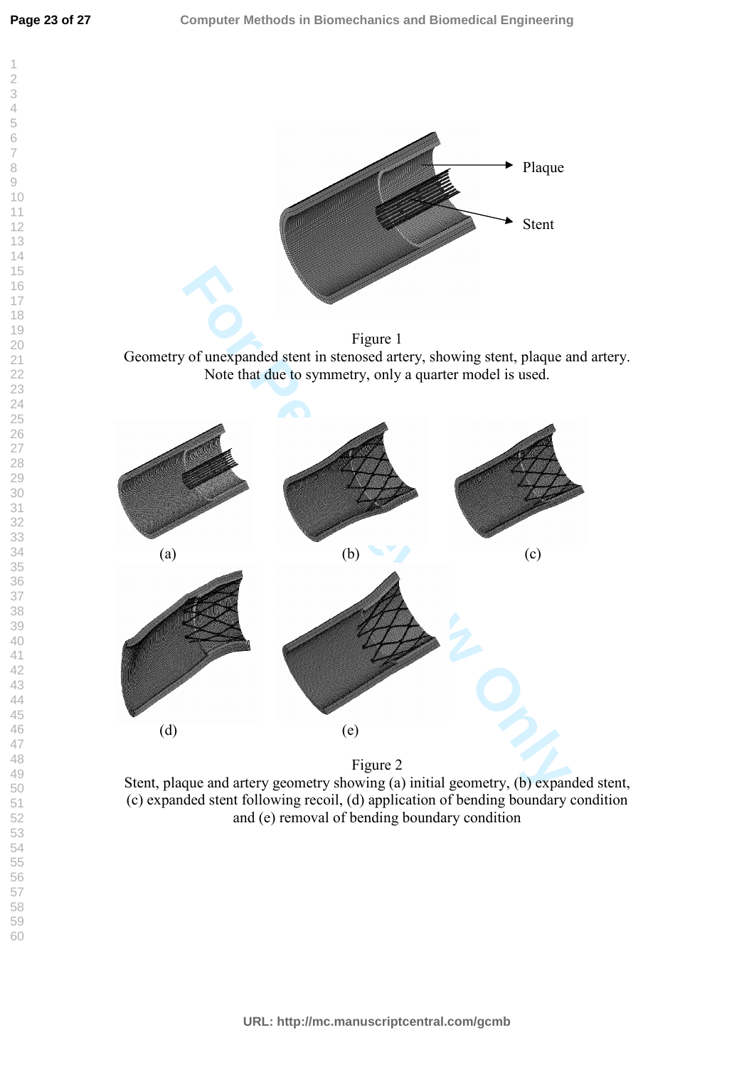Plaque

Stent

Figure 1
Geometry of unexpanded stent in stenosed artery, showing stent, plaque and artery. Note that due to symmetry, only a quarter model is used.

(a)

(b)

(c)

(d)

(e)

Figure 2
Stent, plaque and artery geometry showing (a) initial geometry, (b) expanded stent, (c) expanded stent following recoil, (d) application of bending boundary condition and (e) removal of bending boundary condition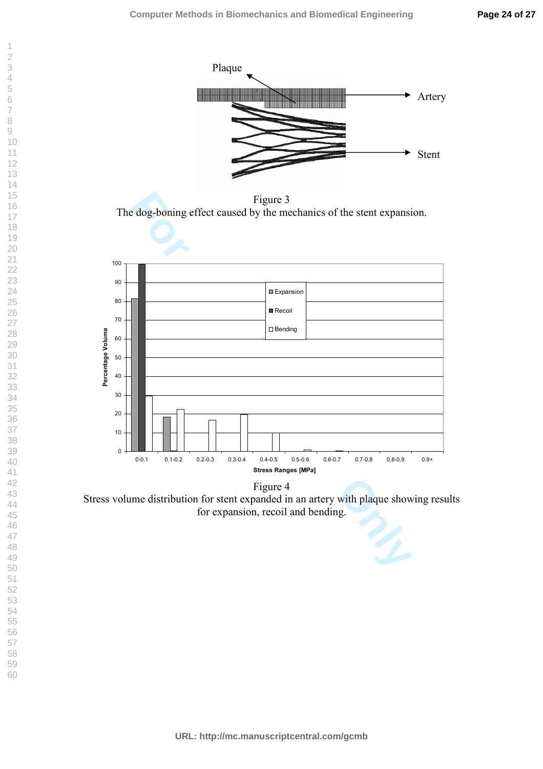Plaque

Artery

Stent

Figure 3

The dog-boning effect caused by the mechanics of the stent expansion.

100
90
80
70
60
50
40
30
20
10
0

Percentage Volume

Expansion
Recoil
Bending

0-0.1
0.1-0.2
0.2-0.3
0.3-0.4
0.4-0.5
0.5-0.6
0.6-0.7
0.7-0.8
0.8-0.9
0.9+

Stress Ranges [MPa]

Figure 4

Stress volume distribution for stent expanded in an artery with plaque showing results for expansion, recoil and bending.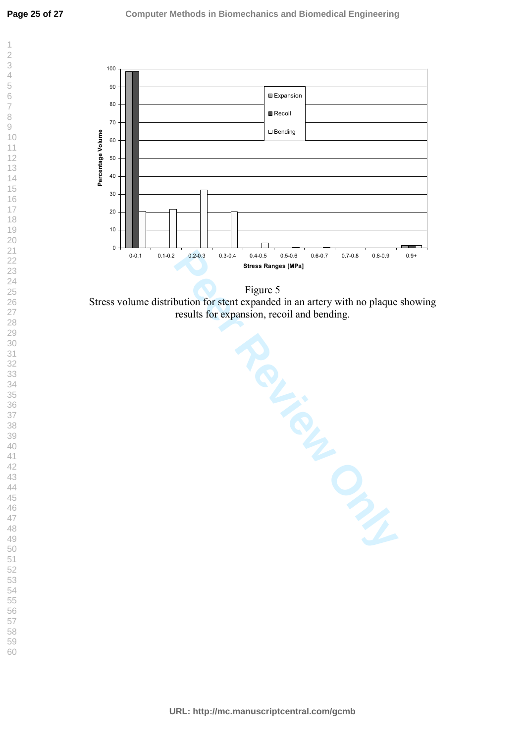100
90
80
70
60
50
40
30
20
10
0

Percentage Volume

Expansion
Recoil
Bending

0-0.1
0.1-0.2
0.2-0.3
0.3-0.4
0.4-0.5
0.5-0.6
0.6-0.7
0.7-0.8
0.8-0.9
0.9+

Stress Ranges [MPa]

Figure 5

Stress volume distribution for stent expanded in an artery with no plaque showing results for expansion, recoil and bending.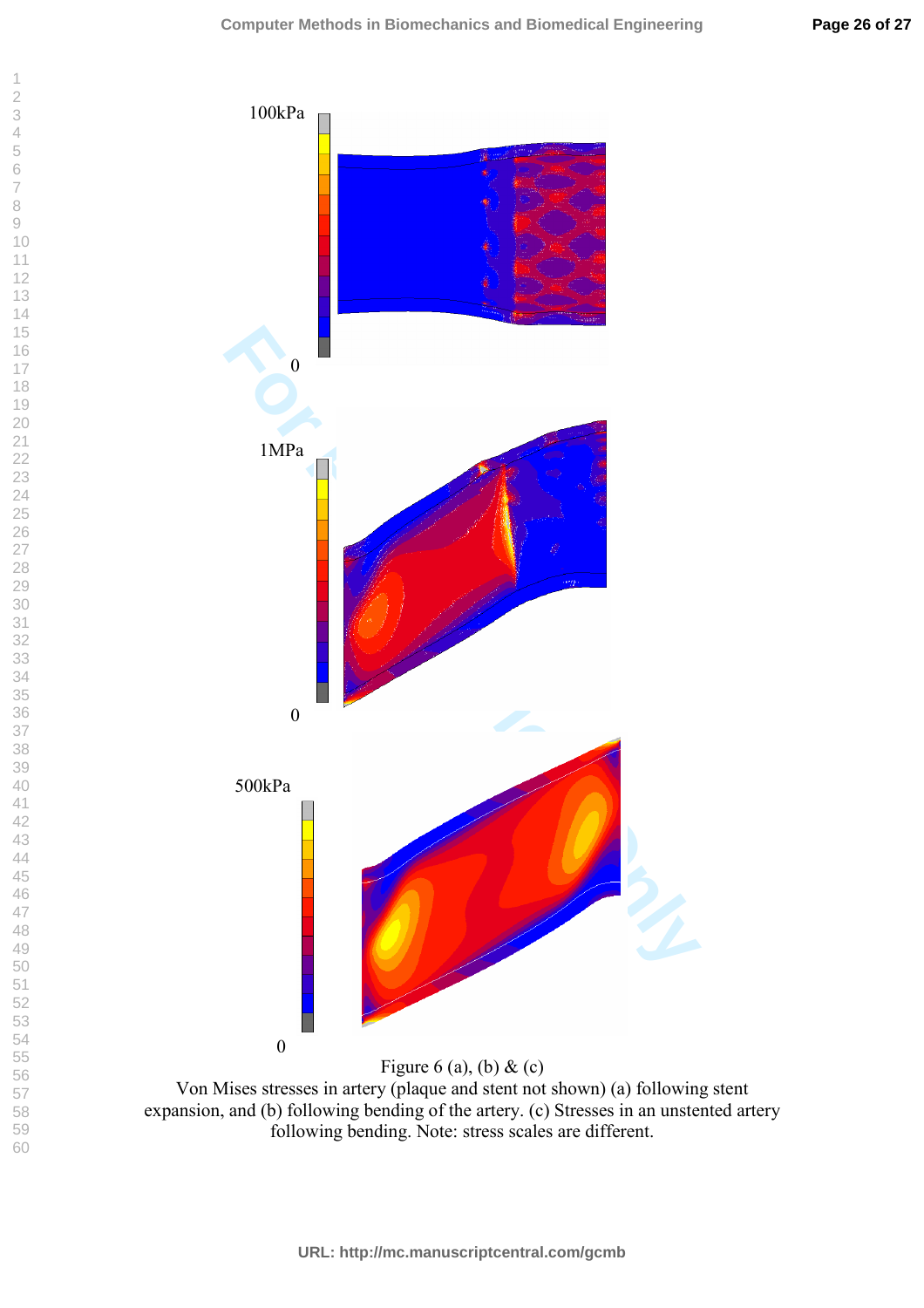100kPa

0

1MPa

0

500kPa

0

Figure 6 (a), (b) & (c)

Von Mises stresses in artery (plaque and stent not shown) (a) following stent expansion, and (b) following bending of the artery. (c) Stresses in an unstented artery following bending. Note: stress scales are different.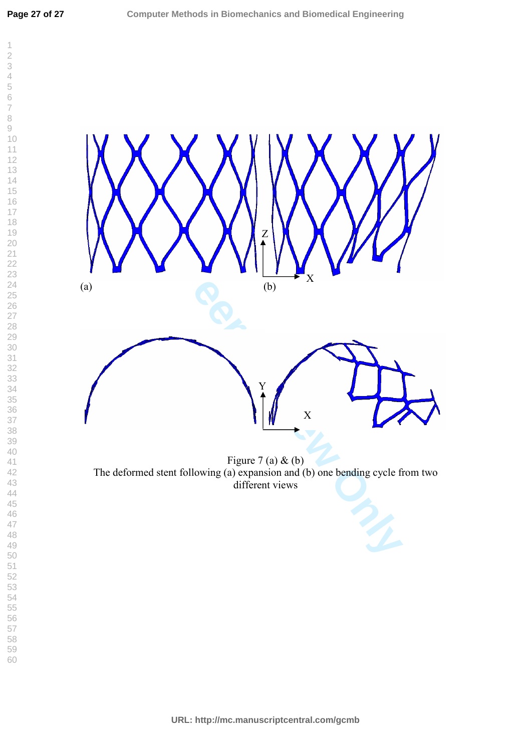(a)

(b)

Z

X

Y

X

Figure 7 (a) & (b)
The deformed stent following (a) expansion and (b) one bending cycle from two different views